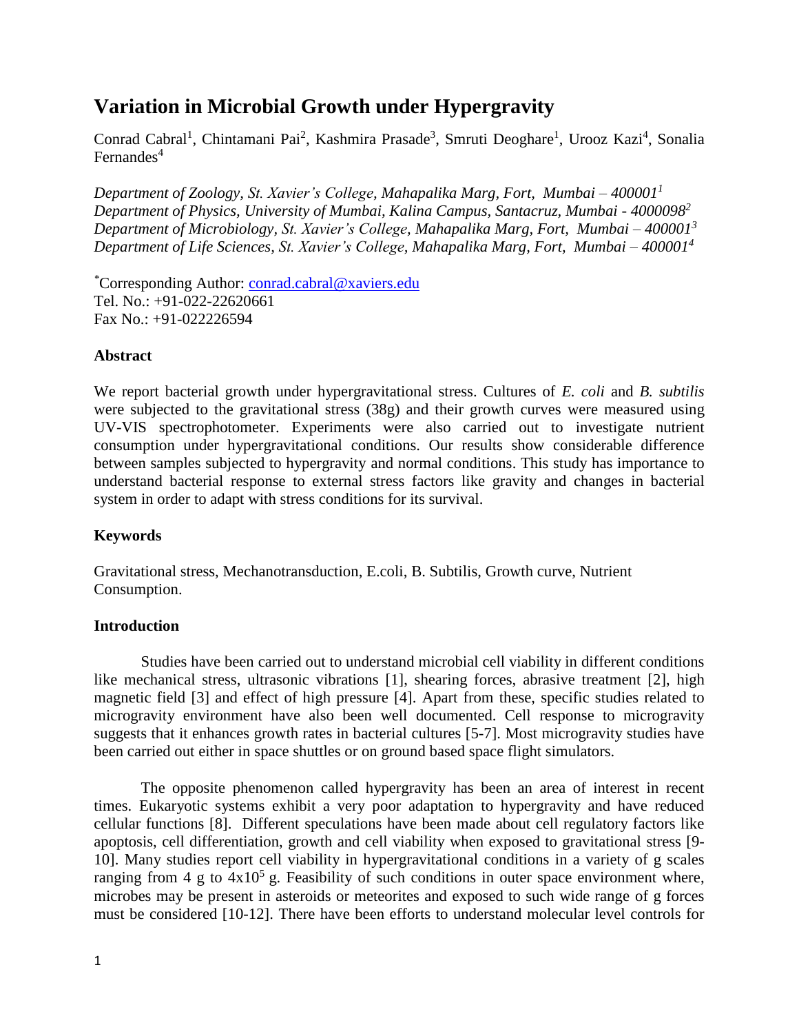# Variation in Microbial Growth under Hypergravity

Conrad Cabral[1], Chintamani Pai[2], Kashmira Prasade[3], Smruti Deoghare[1], Urooz Kazi[4], Sonalia Fernandes[4]

*Department of Zoology, St. Xavier's College, Mahapalika Marg, Fort, Mumbai – 400001[1]*
*Department of Physics, University of Mumbai, Kalina Campus, Santacruz, Mumbai - 4000098[2]*
*Department of Microbiology, St. Xavier's College, Mahapalika Marg, Fort, Mumbai – 400001[3]*
*Department of Life Sciences, St. Xavier's College, Mahapalika Marg, Fort, Mumbai – 400001[4]*

[*]Corresponding Author: conrad.cabral@xaviers.edu
Tel. No.: +91-022-22620661
Fax No.: +91-022226594

### Abstract

We report bacterial growth under hypergravitational stress. Cultures of *E. coli* and *B. subtilis* were subjected to the gravitational stress (38g) and their growth curves were measured using UV-VIS spectrophotometer. Experiments were also carried out to investigate nutrient consumption under hypergravitational conditions. Our results show considerable difference between samples subjected to hypergravity and normal conditions. This study has importance to understand bacterial response to external stress factors like gravity and changes in bacterial system in order to adapt with stress conditions for its survival.

### Keywords

Gravitational stress, Mechanotransduction, E.coli, B. Subtilis, Growth curve, Nutrient Consumption.

### Introduction

Studies have been carried out to understand microbial cell viability in different conditions like mechanical stress, ultrasonic vibrations [1], shearing forces, abrasive treatment [2], high magnetic field [3] and effect of high pressure [4]. Apart from these, specific studies related to microgravity environment have also been well documented. Cell response to microgravity suggests that it enhances growth rates in bacterial cultures [5-7]. Most microgravity studies have been carried out either in space shuttles or on ground based space flight simulators.

The opposite phenomenon called hypergravity has been an area of interest in recent times. Eukaryotic systems exhibit a very poor adaptation to hypergravity and have reduced cellular functions [8]. Different speculations have been made about cell regulatory factors like apoptosis, cell differentiation, growth and cell viability when exposed to gravitational stress [9-10]. Many studies report cell viability in hypergravitational conditions in a variety of g scales ranging from 4 g to $4x10^5$ g. Feasibility of such conditions in outer space environment where, microbes may be present in asteroids or meteorites and exposed to such wide range of g forces must be considered [10-12]. There have been efforts to understand molecular level controls for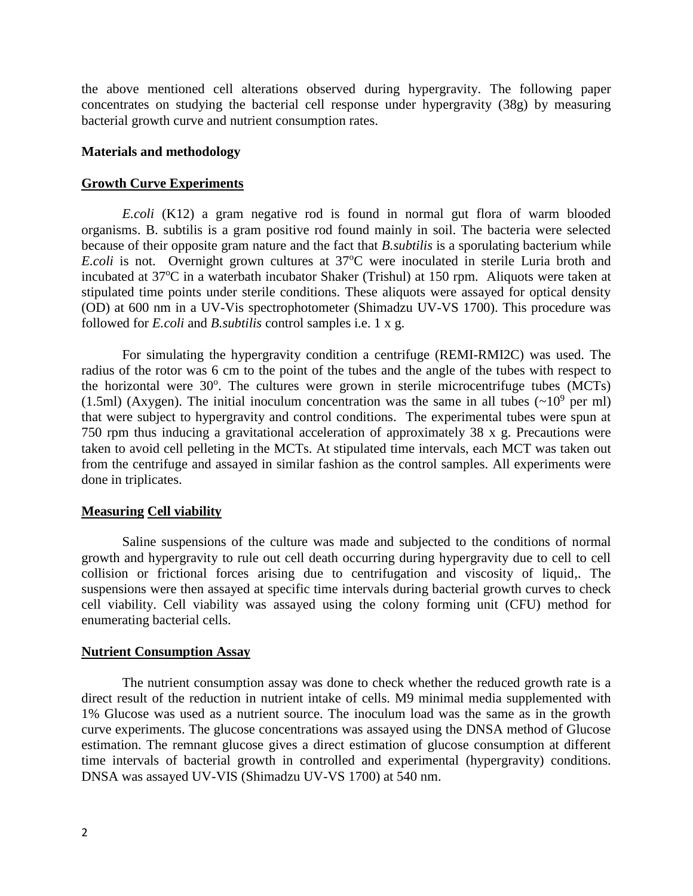the above mentioned cell alterations observed during hypergravity. The following paper concentrates on studying the bacterial cell response under hypergravity (38g) by measuring bacterial growth curve and nutrient consumption rates.

## Materials and methodology

### Growth Curve Experiments

*E.coli* (K12) a gram negative rod is found in normal gut flora of warm blooded organisms. B. subtilis is a gram positive rod found mainly in soil. The bacteria were selected because of their opposite gram nature and the fact that *B.subtilis* is a sporulating bacterium while *E.coli* is not. Overnight grown cultures at 37°C were inoculated in sterile Luria broth and incubated at 37°C in a waterbath incubator Shaker (Trishul) at 150 rpm. Aliquots were taken at stipulated time points under sterile conditions. These aliquots were assayed for optical density (OD) at 600 nm in a UV-Vis spectrophotometer (Shimadzu UV-VS 1700). This procedure was followed for *E.coli* and *B.subtilis* control samples i.e. 1 x g.

For simulating the hypergravity condition a centrifuge (REMI-RMI2C) was used. The radius of the rotor was 6 cm to the point of the tubes and the angle of the tubes with respect to the horizontal were 30°. The cultures were grown in sterile microcentrifuge tubes (MCTs) (1.5ml) (Axygen). The initial inoculum concentration was the same in all tubes (~$10^9$ per ml) that were subject to hypergravity and control conditions. The experimental tubes were spun at 750 rpm thus inducing a gravitational acceleration of approximately 38 x g. Precautions were taken to avoid cell pelleting in the MCTs. At stipulated time intervals, each MCT was taken out from the centrifuge and assayed in similar fashion as the control samples. All experiments were done in triplicates.

### Measuring Cell viability

Saline suspensions of the culture was made and subjected to the conditions of normal growth and hypergravity to rule out cell death occurring during hypergravity due to cell to cell collision or frictional forces arising due to centrifugation and viscosity of liquid,. The suspensions were then assayed at specific time intervals during bacterial growth curves to check cell viability. Cell viability was assayed using the colony forming unit (CFU) method for enumerating bacterial cells.

### Nutrient Consumption Assay

The nutrient consumption assay was done to check whether the reduced growth rate is a direct result of the reduction in nutrient intake of cells. M9 minimal media supplemented with 1% Glucose was used as a nutrient source. The inoculum load was the same as in the growth curve experiments. The glucose concentrations was assayed using the DNSA method of Glucose estimation. The remnant glucose gives a direct estimation of glucose consumption at different time intervals of bacterial growth in controlled and experimental (hypergravity) conditions. DNSA was assayed UV-VIS (Shimadzu UV-VS 1700) at 540 nm.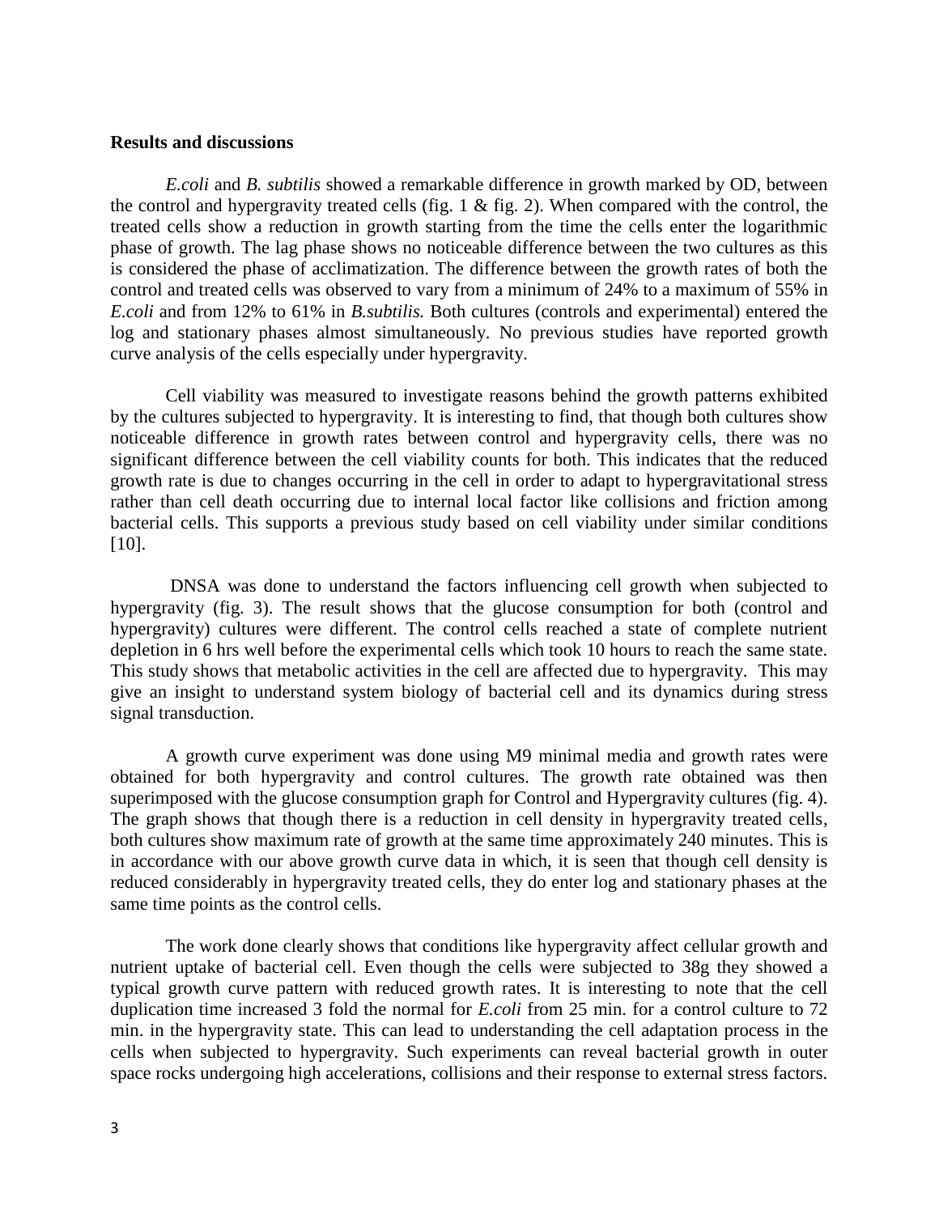### Results and discussions

*E.coli* and *B. subtilis* showed a remarkable difference in growth marked by OD, between the control and hypergravity treated cells (fig. 1 & fig. 2). When compared with the control, the treated cells show a reduction in growth starting from the time the cells enter the logarithmic phase of growth. The lag phase shows no noticeable difference between the two cultures as this is considered the phase of acclimatization. The difference between the growth rates of both the control and treated cells was observed to vary from a minimum of 24% to a maximum of 55% in *E.coli* and from 12% to 61% in *B.subtilis.* Both cultures (controls and experimental) entered the log and stationary phases almost simultaneously. No previous studies have reported growth curve analysis of the cells especially under hypergravity.

Cell viability was measured to investigate reasons behind the growth patterns exhibited by the cultures subjected to hypergravity. It is interesting to find, that though both cultures show noticeable difference in growth rates between control and hypergravity cells, there was no significant difference between the cell viability counts for both. This indicates that the reduced growth rate is due to changes occurring in the cell in order to adapt to hypergravitational stress rather than cell death occurring due to internal local factor like collisions and friction among bacterial cells. This supports a previous study based on cell viability under similar conditions [10].

DNSA was done to understand the factors influencing cell growth when subjected to hypergravity (fig. 3). The result shows that the glucose consumption for both (control and hypergravity) cultures were different. The control cells reached a state of complete nutrient depletion in 6 hrs well before the experimental cells which took 10 hours to reach the same state. This study shows that metabolic activities in the cell are affected due to hypergravity. This may give an insight to understand system biology of bacterial cell and its dynamics during stress signal transduction.

A growth curve experiment was done using M9 minimal media and growth rates were obtained for both hypergravity and control cultures. The growth rate obtained was then superimposed with the glucose consumption graph for Control and Hypergravity cultures (fig. 4). The graph shows that though there is a reduction in cell density in hypergravity treated cells, both cultures show maximum rate of growth at the same time approximately 240 minutes. This is in accordance with our above growth curve data in which, it is seen that though cell density is reduced considerably in hypergravity treated cells, they do enter log and stationary phases at the same time points as the control cells.

The work done clearly shows that conditions like hypergravity affect cellular growth and nutrient uptake of bacterial cell. Even though the cells were subjected to 38g they showed a typical growth curve pattern with reduced growth rates. It is interesting to note that the cell duplication time increased 3 fold the normal for *E.coli* from 25 min. for a control culture to 72 min. in the hypergravity state. This can lead to understanding the cell adaptation process in the cells when subjected to hypergravity. Such experiments can reveal bacterial growth in outer space rocks undergoing high accelerations, collisions and their response to external stress factors.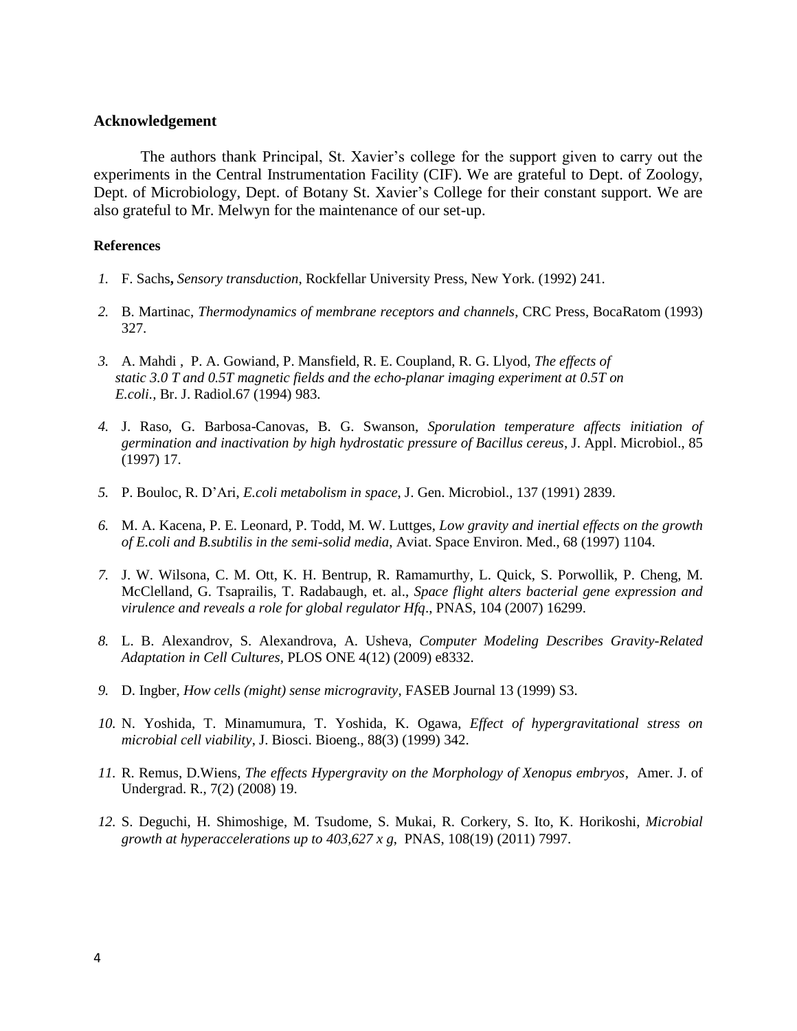**Acknowledgement**

The authors thank Principal, St. Xavier's college for the support given to carry out the experiments in the Central Instrumentation Facility (CIF). We are grateful to Dept. of Zoology, Dept. of Microbiology, Dept. of Botany St. Xavier's College for their constant support. We are also grateful to Mr. Melwyn for the maintenance of our set-up.

**References**

1. F. Sachs, *Sensory transduction*, Rockfellar University Press, New York. (1992) 241.
2. B. Martinac, *Thermodynamics of membrane receptors and channels*, CRC Press, BocaRatom (1993) 327.
3. A. Mahdi , P. A. Gowiand, P. Mansfield, R. E. Coupland, R. G. Llyod, *The effects of static 3.0 T and 0.5T magnetic fields and the echo-planar imaging experiment at 0.5T on E.coli.*, Br. J. Radiol.67 (1994) 983.
4. J. Raso, G. Barbosa-Canovas, B. G. Swanson, *Sporulation temperature affects initiation of germination and inactivation by high hydrostatic pressure of Bacillus cereus*, J. Appl. Microbiol., 85 (1997) 17.
5. P. Bouloc, R. D'Ari, *E.coli metabolism in space*, J. Gen. Microbiol., 137 (1991) 2839.
6. M. A. Kacena, P. E. Leonard, P. Todd, M. W. Luttges, *Low gravity and inertial effects on the growth of E.coli and B.subtilis in the semi-solid media*, Aviat. Space Environ. Med., 68 (1997) 1104.
7. J. W. Wilsona, C. M. Ott, K. H. Bentrup, R. Ramamurthy, L. Quick, S. Porwollik, P. Cheng, M. McClelland, G. Tsaprailis, T. Radabaugh, et. al., *Space flight alters bacterial gene expression and virulence and reveals a role for global regulator Hfq*., PNAS, 104 (2007) 16299.
8. L. B. Alexandrov, S. Alexandrova, A. Usheva, *Computer Modeling Describes Gravity-Related Adaptation in Cell Cultures*, PLOS ONE 4(12) (2009) e8332.
9. D. Ingber, *How cells (might) sense microgravity*, FASEB Journal 13 (1999) S3.
10. N. Yoshida, T. Minamumura, T. Yoshida, K. Ogawa, *Effect of hypergravitational stress on microbial cell viability*, J. Biosci. Bioeng., 88(3) (1999) 342.
11. R. Remus, D.Wiens, *The effects Hypergravity on the Morphology of Xenopus embryos*, Amer. J. of Undergrad. R., 7(2) (2008) 19.
12. S. Deguchi, H. Shimoshige, M. Tsudome, S. Mukai, R. Corkery, S. Ito, K. Horikoshi, *Microbial growth at hyperaccelerations up to 403,627 x g*, PNAS, 108(19) (2011) 7997.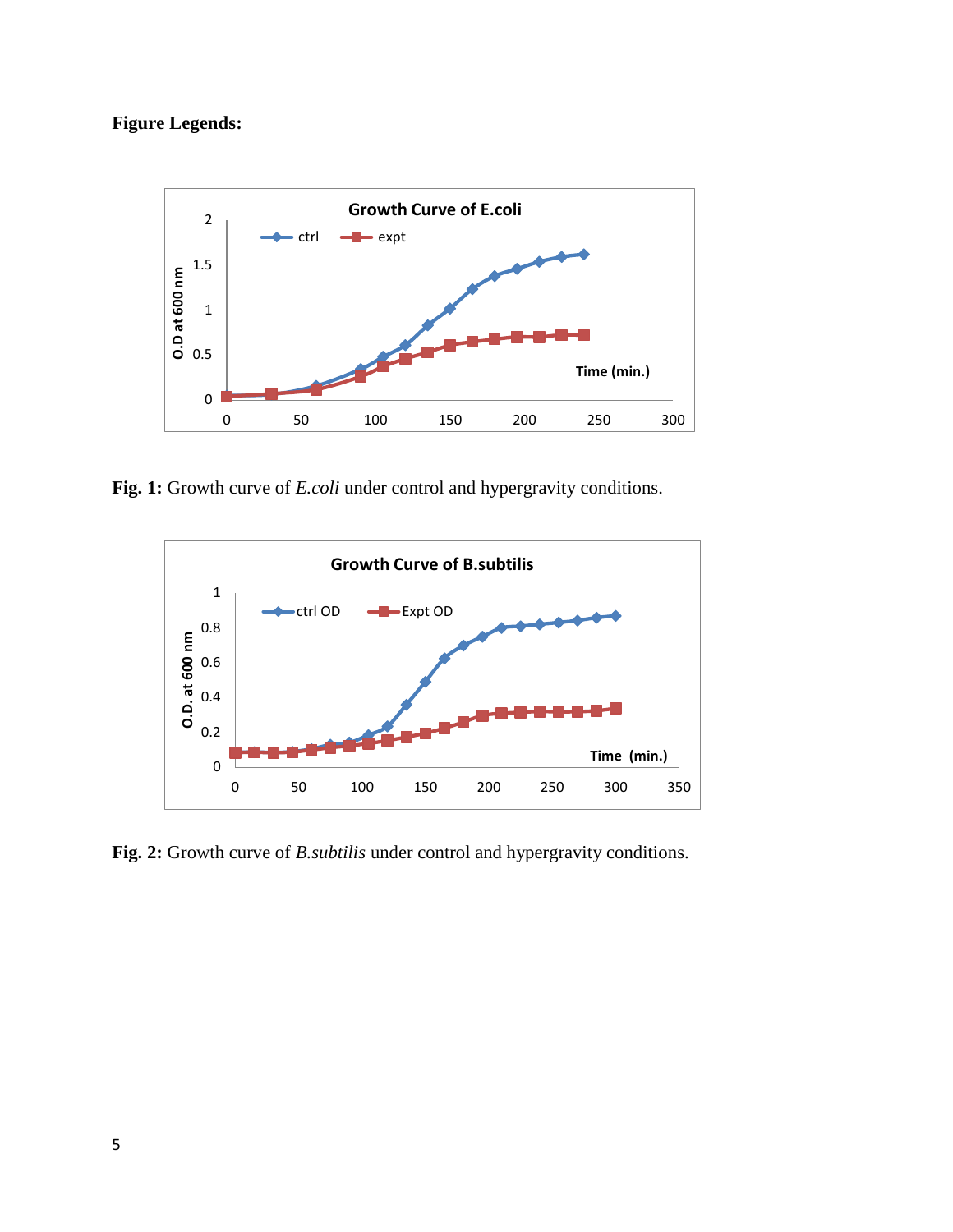**Figure Legends:**

**Fig. 1:** Growth curve of *E.coli* under control and hypergravity conditions.

**Fig. 2:** Growth curve of *B.subtilis* under control and hypergravity conditions.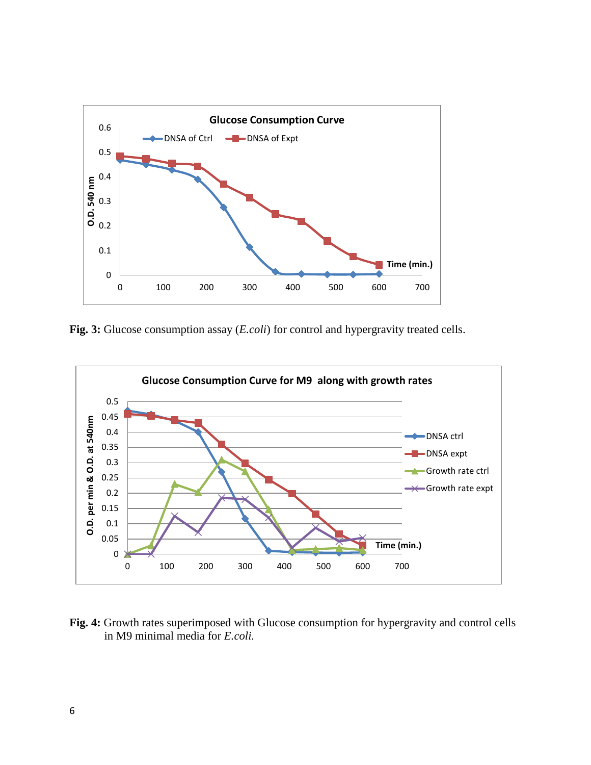Glucose Consumption Curve

DNSA of Ctrl
DNSA of Expt

O.D. 540 nm

0.6
0.5
0.4
0.3
0.2
0.1
0

Time (min.)

0 100 200 300 400 500 600 700

**Fig. 3:** Glucose consumption assay (*E.coli*) for control and hypergravity treated cells.

Glucose Consumption Curve for M9 along with growth rates

O.D. per min & O.D. at 540nm

0.5
0.45
0.4
0.35
0.3
0.25
0.2
0.15
0.1
0.05
0

DNSA ctrl
DNSA expt
Growth rate ctrl
Growth rate expt

Time (min.)

0 100 200 300 400 500 600 700

**Fig. 4:** Growth rates superimposed with Glucose consumption for hypergravity and control cells in M9 minimal media for *E.coli.*